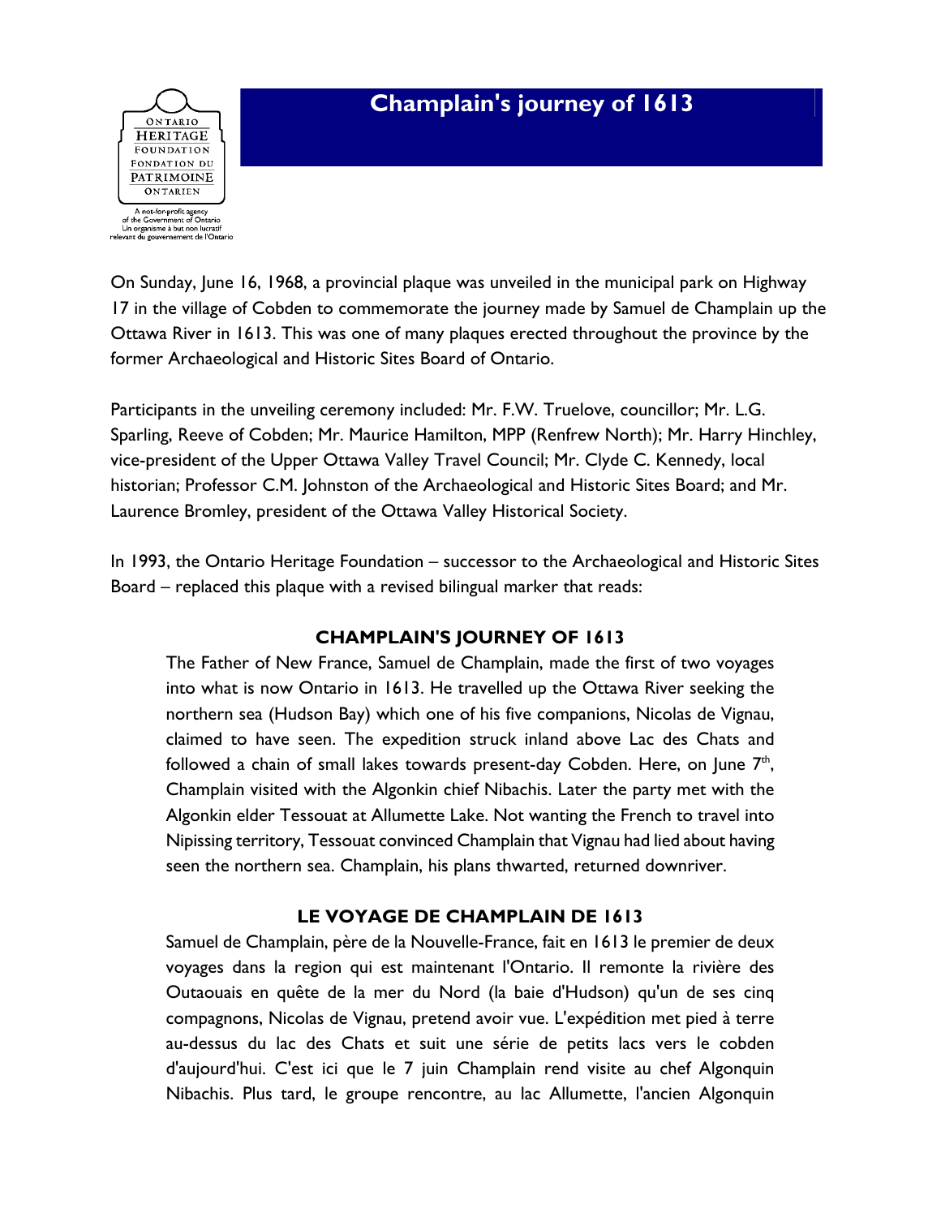ONTARIO HERITAGE FOUNDATION
FONDATION DU PATRIMOINE ONTARIEN

A not-for-profit agency of the Government of Ontario
Un organisme à but non lucratif relevant du gouvernement de l'Ontario

# Champlain's journey of 1613

On Sunday, June 16, 1968, a provincial plaque was unveiled in the municipal park on Highway 17 in the village of Cobden to commemorate the journey made by Samuel de Champlain up the Ottawa River in 1613. This was one of many plaques erected throughout the province by the former Archaeological and Historic Sites Board of Ontario.

Participants in the unveiling ceremony included: Mr. F.W. Truelove, councillor; Mr. L.G. Sparling, Reeve of Cobden; Mr. Maurice Hamilton, MPP (Renfrew North); Mr. Harry Hinchley, vice-president of the Upper Ottawa Valley Travel Council; Mr. Clyde C. Kennedy, local historian; Professor C.M. Johnston of the Archaeological and Historic Sites Board; and Mr. Laurence Bromley, president of the Ottawa Valley Historical Society.

In 1993, the Ontario Heritage Foundation – successor to the Archaeological and Historic Sites Board – replaced this plaque with a revised bilingual marker that reads:

### CHAMPLAIN'S JOURNEY OF 1613

The Father of New France, Samuel de Champlain, made the first of two voyages into what is now Ontario in 1613. He travelled up the Ottawa River seeking the northern sea (Hudson Bay) which one of his five companions, Nicolas de Vignau, claimed to have seen. The expedition struck inland above Lac des Chats and followed a chain of small lakes towards present-day Cobden. Here, on June 7th, Champlain visited with the Algonkin chief Nibachis. Later the party met with the Algonkin elder Tessouat at Allumette Lake. Not wanting the French to travel into Nipissing territory, Tessouat convinced Champlain that Vignau had lied about having seen the northern sea. Champlain, his plans thwarted, returned downriver.

### LE VOYAGE DE CHAMPLAIN DE 1613

Samuel de Champlain, père de la Nouvelle-France, fait en 1613 le premier de deux voyages dans la region qui est maintenant l'Ontario. Il remonte la rivière des Outaouais en quête de la mer du Nord (la baie d'Hudson) qu'un de ses cinq compagnons, Nicolas de Vignau, pretend avoir vue. L'expédition met pied à terre au-dessus du lac des Chats et suit une série de petits lacs vers le cobden d'aujourd'hui. C'est ici que le 7 juin Champlain rend visite au chef Algonquin Nibachis. Plus tard, le groupe rencontre, au lac Allumette, l'ancien Algonquin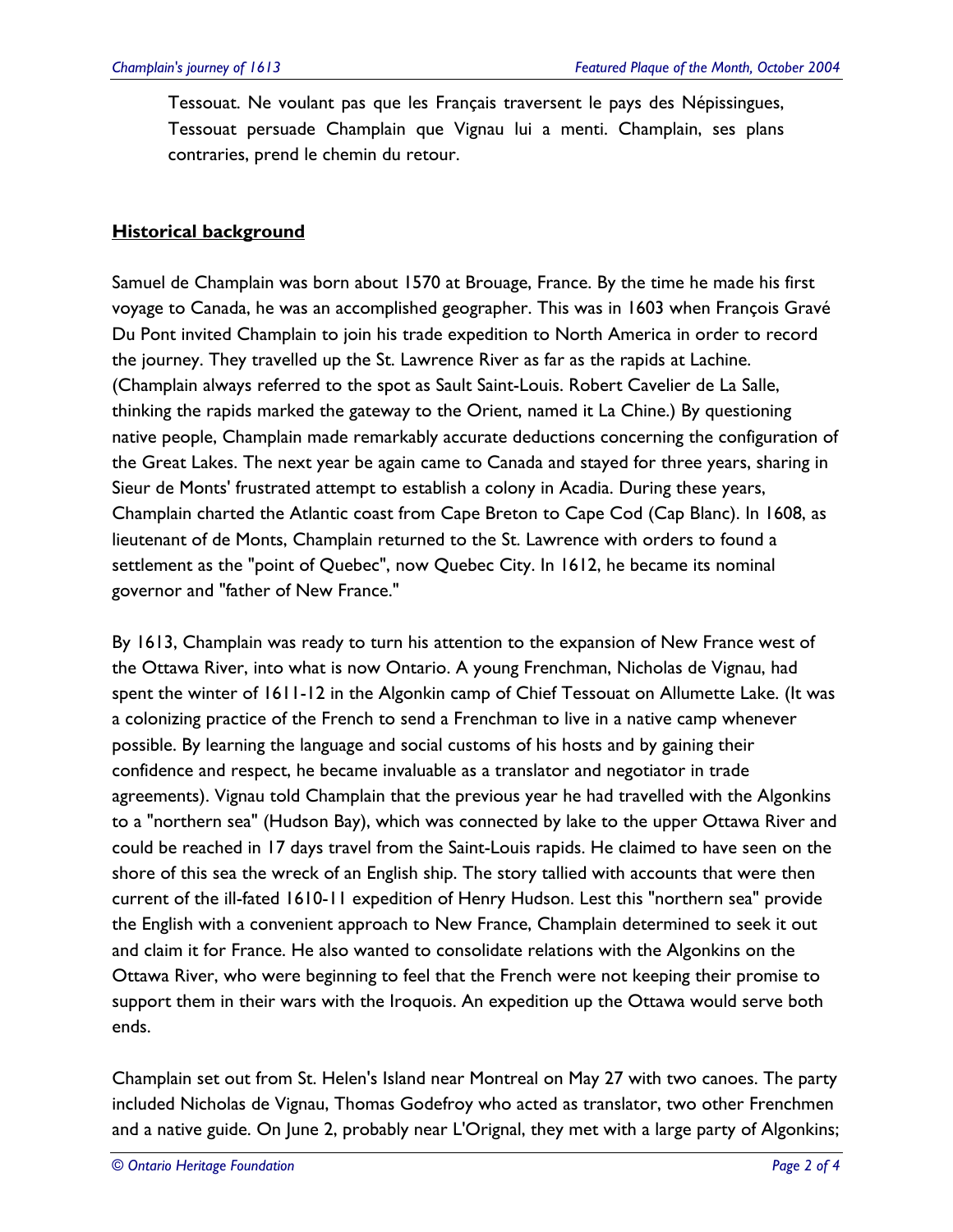Tessouat. Ne voulant pas que les Français traversent le pays des Népissingues, Tessouat persuade Champlain que Vignau lui a menti. Champlain, ses plans contraries, prend le chemin du retour.

## Historical background

Samuel de Champlain was born about 1570 at Brouage, France. By the time he made his first voyage to Canada, he was an accomplished geographer. This was in 1603 when François Gravé Du Pont invited Champlain to join his trade expedition to North America in order to record the journey. They travelled up the St. Lawrence River as far as the rapids at Lachine. (Champlain always referred to the spot as Sault Saint-Louis. Robert Cavelier de La Salle, thinking the rapids marked the gateway to the Orient, named it La Chine.) By questioning native people, Champlain made remarkably accurate deductions concerning the configuration of the Great Lakes. The next year be again came to Canada and stayed for three years, sharing in Sieur de Monts' frustrated attempt to establish a colony in Acadia. During these years, Champlain charted the Atlantic coast from Cape Breton to Cape Cod (Cap Blanc). In 1608, as lieutenant of de Monts, Champlain returned to the St. Lawrence with orders to found a settlement as the "point of Quebec", now Quebec City. In 1612, he became its nominal governor and "father of New France."

By 1613, Champlain was ready to turn his attention to the expansion of New France west of the Ottawa River, into what is now Ontario. A young Frenchman, Nicholas de Vignau, had spent the winter of 1611-12 in the Algonkin camp of Chief Tessouat on Allumette Lake. (It was a colonizing practice of the French to send a Frenchman to live in a native camp whenever possible. By learning the language and social customs of his hosts and by gaining their confidence and respect, he became invaluable as a translator and negotiator in trade agreements). Vignau told Champlain that the previous year he had travelled with the Algonkins to a "northern sea" (Hudson Bay), which was connected by lake to the upper Ottawa River and could be reached in 17 days travel from the Saint-Louis rapids. He claimed to have seen on the shore of this sea the wreck of an English ship. The story tallied with accounts that were then current of the ill-fated 1610-11 expedition of Henry Hudson. Lest this "northern sea" provide the English with a convenient approach to New France, Champlain determined to seek it out and claim it for France. He also wanted to consolidate relations with the Algonkins on the Ottawa River, who were beginning to feel that the French were not keeping their promise to support them in their wars with the Iroquois. An expedition up the Ottawa would serve both ends.

Champlain set out from St. Helen's Island near Montreal on May 27 with two canoes. The party included Nicholas de Vignau, Thomas Godefroy who acted as translator, two other Frenchmen and a native guide. On June 2, probably near L'Orignal, they met with a large party of Algonkins;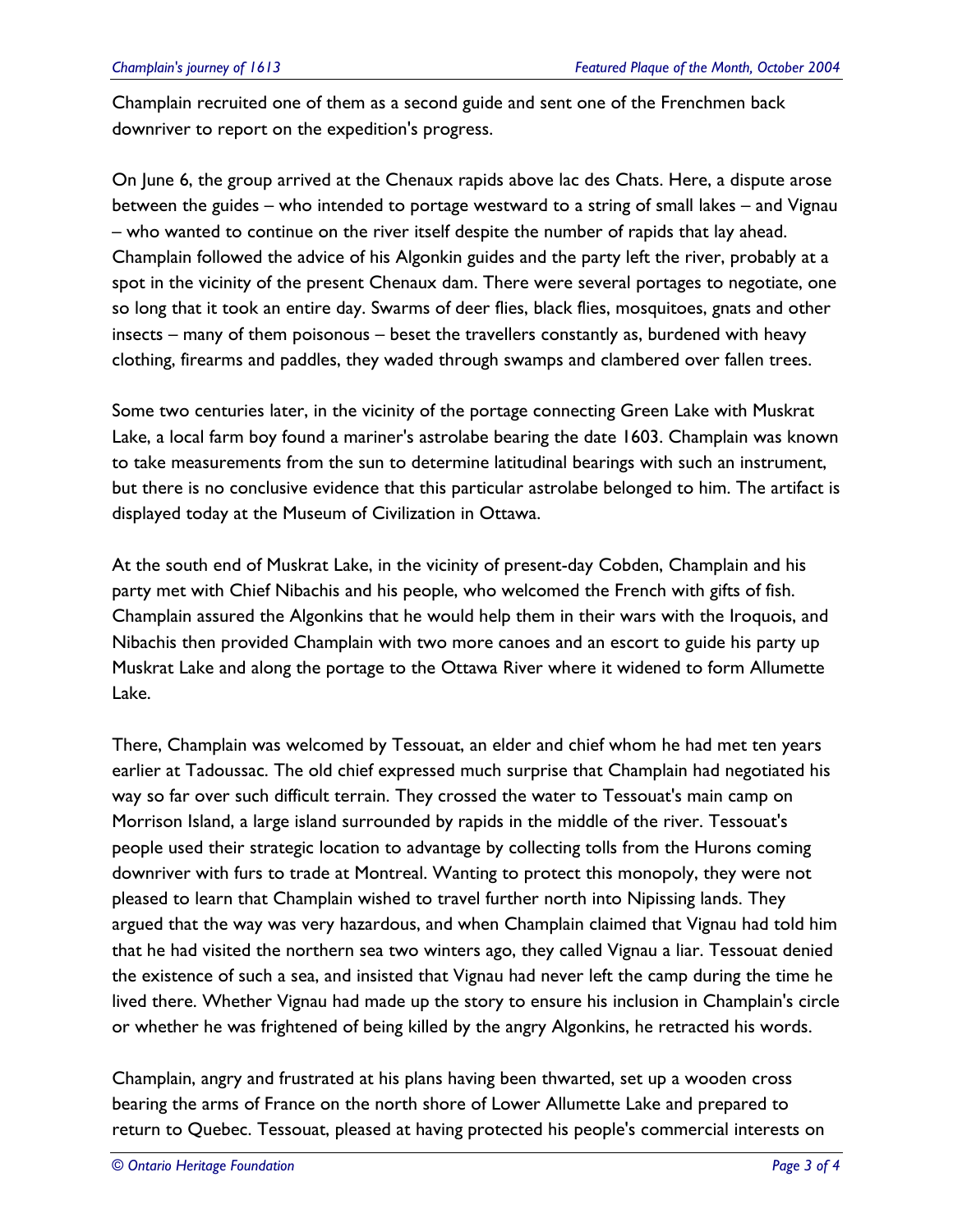Champlain recruited one of them as a second guide and sent one of the Frenchmen back downriver to report on the expedition's progress.

On June 6, the group arrived at the Chenaux rapids above lac des Chats. Here, a dispute arose between the guides – who intended to portage westward to a string of small lakes – and Vignau – who wanted to continue on the river itself despite the number of rapids that lay ahead. Champlain followed the advice of his Algonkin guides and the party left the river, probably at a spot in the vicinity of the present Chenaux dam. There were several portages to negotiate, one so long that it took an entire day. Swarms of deer flies, black flies, mosquitoes, gnats and other insects – many of them poisonous – beset the travellers constantly as, burdened with heavy clothing, firearms and paddles, they waded through swamps and clambered over fallen trees.

Some two centuries later, in the vicinity of the portage connecting Green Lake with Muskrat Lake, a local farm boy found a mariner's astrolabe bearing the date 1603. Champlain was known to take measurements from the sun to determine latitudinal bearings with such an instrument, but there is no conclusive evidence that this particular astrolabe belonged to him. The artifact is displayed today at the Museum of Civilization in Ottawa.

At the south end of Muskrat Lake, in the vicinity of present-day Cobden, Champlain and his party met with Chief Nibachis and his people, who welcomed the French with gifts of fish. Champlain assured the Algonkins that he would help them in their wars with the Iroquois, and Nibachis then provided Champlain with two more canoes and an escort to guide his party up Muskrat Lake and along the portage to the Ottawa River where it widened to form Allumette Lake.

There, Champlain was welcomed by Tessouat, an elder and chief whom he had met ten years earlier at Tadoussac. The old chief expressed much surprise that Champlain had negotiated his way so far over such difficult terrain. They crossed the water to Tessouat's main camp on Morrison Island, a large island surrounded by rapids in the middle of the river. Tessouat's people used their strategic location to advantage by collecting tolls from the Hurons coming downriver with furs to trade at Montreal. Wanting to protect this monopoly, they were not pleased to learn that Champlain wished to travel further north into Nipissing lands. They argued that the way was very hazardous, and when Champlain claimed that Vignau had told him that he had visited the northern sea two winters ago, they called Vignau a liar. Tessouat denied the existence of such a sea, and insisted that Vignau had never left the camp during the time he lived there. Whether Vignau had made up the story to ensure his inclusion in Champlain's circle or whether he was frightened of being killed by the angry Algonkins, he retracted his words.

Champlain, angry and frustrated at his plans having been thwarted, set up a wooden cross bearing the arms of France on the north shore of Lower Allumette Lake and prepared to return to Quebec. Tessouat, pleased at having protected his people's commercial interests on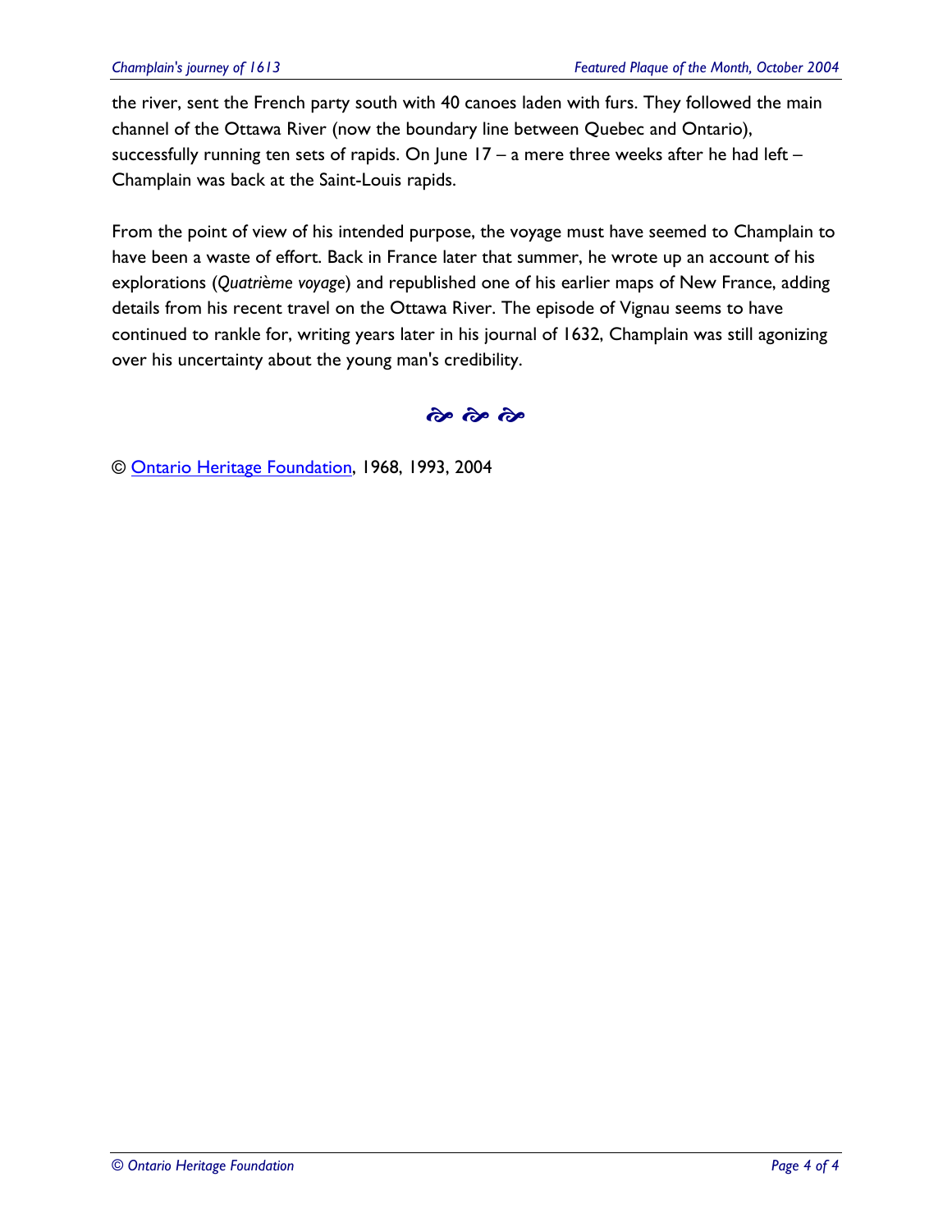the river, sent the French party south with 40 canoes laden with furs. They followed the main channel of the Ottawa River (now the boundary line between Quebec and Ontario), successfully running ten sets of rapids. On June 17 – a mere three weeks after he had left – Champlain was back at the Saint-Louis rapids.

From the point of view of his intended purpose, the voyage must have seemed to Champlain to have been a waste of effort. Back in France later that summer, he wrote up an account of his explorations (*Quatrième voyage*) and republished one of his earlier maps of New France, adding details from his recent travel on the Ottawa River. The episode of Vignau seems to have continued to rankle for, writing years later in his journal of 1632, Champlain was still agonizing over his uncertainty about the young man's credibility.

☙ ☙ ☙

© Ontario Heritage Foundation, 1968, 1993, 2004